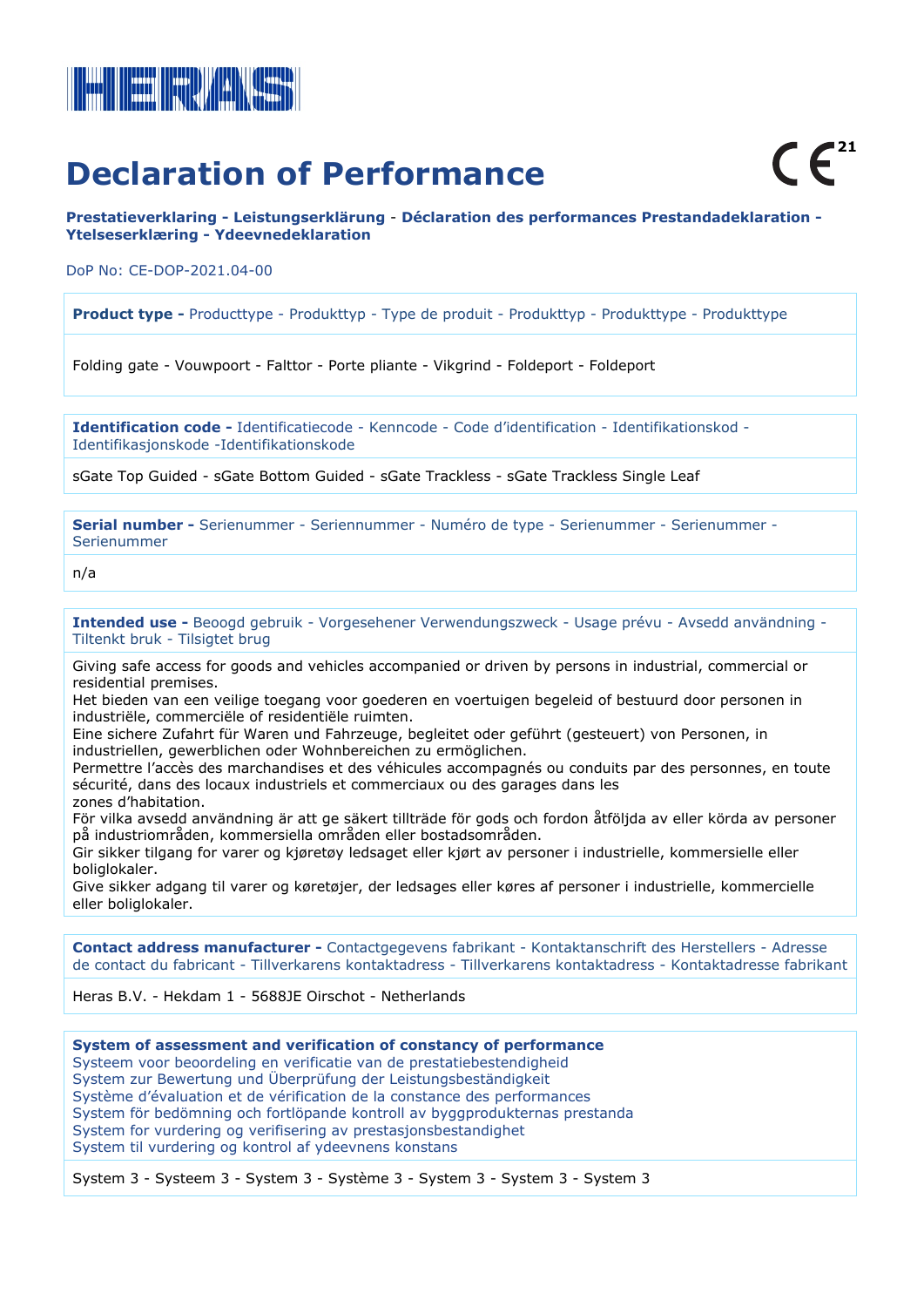HERAS

# Declaration of Performance

CE[21]

**Prestatieverklaring - Leistungserklärung - Déclaration des performances Prestandadeklaration - Ytelseserklæring - Ydeevnedeklaration**

DoP No: CE-DOP-2021.04-00

**Product type -** Producttype - Produkttyp - Type de produit - Produkttyp - Produkttype - Produkttype

Folding gate - Vouwpoort - Falttor - Porte pliante - Vikgrind - Foldeport - Foldeport

**Identification code -** Identificatiecode - Kenncode - Code d'identification - Identifikationskod - Identifikasjonskode -Identifikationskode

sGate Top Guided - sGate Bottom Guided - sGate Trackless - sGate Trackless Single Leaf

**Serial number -** Serienummer - Seriennummer - Numéro de type - Serienummer - Serienummer - Serienummer

n/a

**Intended use -** Beoogd gebruik - Vorgesehener Verwendungszweck - Usage prévu - Avsedd användning - Tiltenkt bruk - Tilsigtet brug

Giving safe access for goods and vehicles accompanied or driven by persons in industrial, commercial or residential premises.
Het bieden van een veilige toegang voor goederen en voertuigen begeleid of bestuurd door personen in industriële, commerciële of residentiële ruimten.
Eine sichere Zufahrt für Waren und Fahrzeuge, begleitet oder geführt (gesteuert) von Personen, in industriellen, gewerblichen oder Wohnbereichen zu ermöglichen.
Permettre l'accès des marchandises et des véhicules accompagnés ou conduits par des personnes, en toute sécurité, dans des locaux industriels et commerciaux ou des garages dans les zones d'habitation.
För vilka avsedd användning är att ge säkert tillträde för gods och fordon åtföljda av eller körda av personer på industriområden, kommersiella områden eller bostadsområden.
Gir sikker tilgang for varer og kjøretøy ledsaget eller kjørt av personer i industrielle, kommersielle eller boliglokaler.
Give sikker adgang til varer og køretøjer, der ledsages eller køres af personer i industrielle, kommercielle eller boliglokaler.

**Contact address manufacturer -** Contactgegevens fabrikant - Kontaktanschrift des Herstellers - Adresse de contact du fabricant - Tillverkarens kontaktadress - Tillverkarens kontaktadress - Kontaktadresse fabrikant

Heras B.V. - Hekdam 1 - 5688JE Oirschot - Netherlands

**System of assessment and verification of constancy of performance**
Systeem voor beoordeling en verificatie van de prestatiebestendigheid
System zur Bewertung und Überprüfung der Leistungsbeständigkeit
Système d'évaluation et de vérification de la constance des performances
System för bedömning och fortlöpande kontroll av byggproduktemas prestanda
System for vurdering og verifisering av prestasjonsbestandighet
System til vurdering og kontrol af ydeevnens konstans

System 3 - Systeem 3 - System 3 - Système 3 - System 3 - System 3 - System 3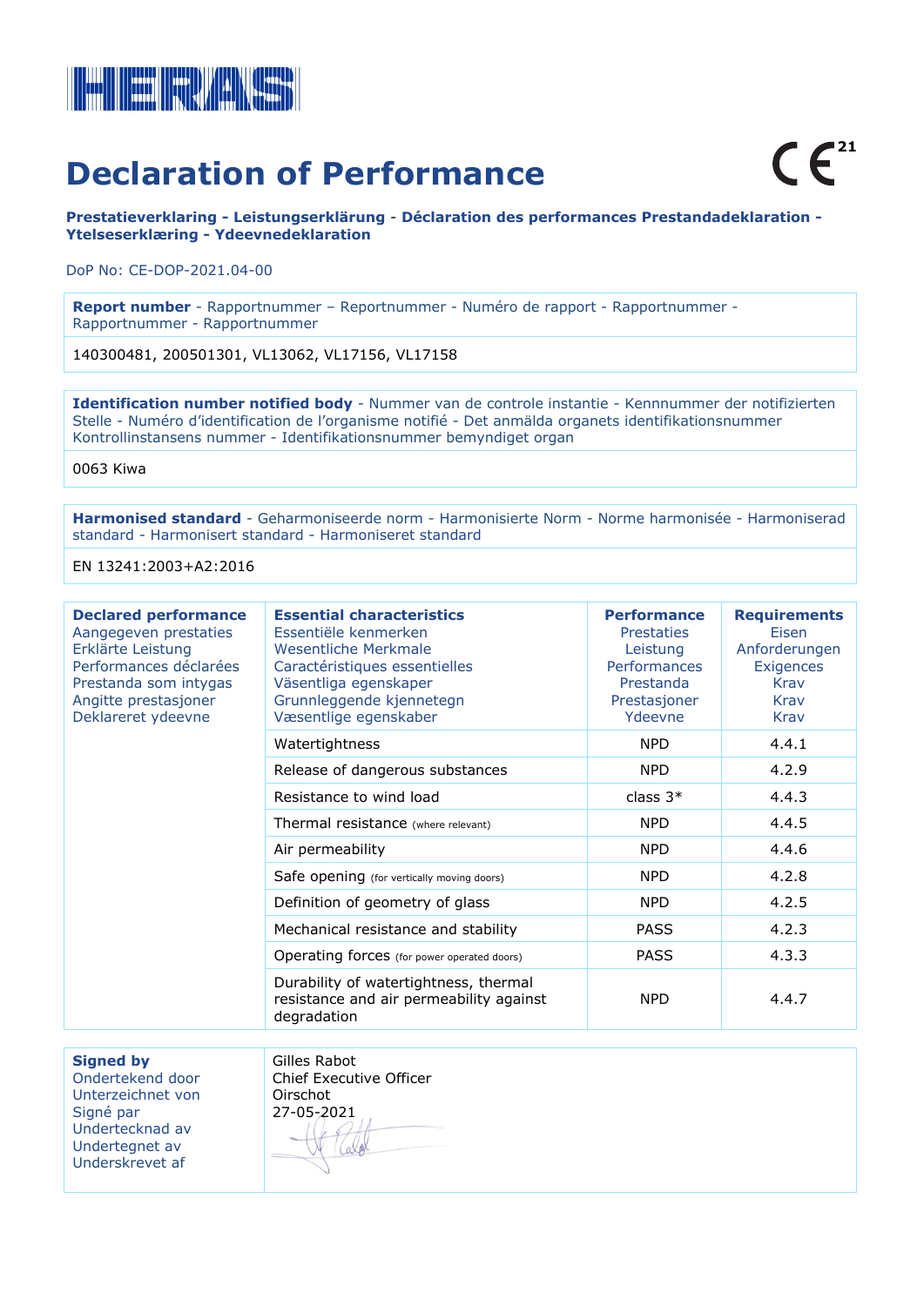HERAS

# Declaration of Performance

CE[21]

**Prestatieverklaring - Leistungserklärung - Déclaration des performances Prestandadeklaration - Ytelseserklæring - Ydeevnedeklaration**

DoP No: CE-DOP-2021.04-00

| **Report number** - Rapportnummer – Reportnummer - Numéro de rapport - Rapportnummer - Rapportnummer - Rapportnummer |
|---|
| 140300481, 200501301, VL13062, VL17156, VL17158 |

| **Identification number notified body** - Nummer van de controle instantie - Kennnummer der notifizierten Stelle - Numéro d'identification de l'organisme notifié - Det anmälda organets identifikationsnummer Kontrollinstansens nummer - Identifikationsnummer bemyndiget organ |
|---|
| 0063 Kiwa |

| **Harmonised standard** - Geharmoniseerde norm - Harmonisierte Norm - Norme harmonisée - Harmoniserad standard - Harmonisert standard - Harmoniseret standard |
|---|
| EN 13241:2003+A2:2016 |

| **Declared performance** Aangegeven prestaties Erklärte Leistung Performances déclarées Prestanda som intygas Angitte prestasjoner Deklareret ydeevne | **Essential characteristics** Essentiële kenmerken Wesentliche Merkmale Caractéristiques essentielles Väsentliga egenskaper Grunnleggende kjennetegn Væsentlige egenskaber | **Performance** Prestaties Leistung Performances Prestanda Prestasjoner Ydeevne | **Requirements** Eisen Anforderungen Exigences Krav Krav Krav |
|---|---|---|---|
| | Watertightness | NPD | 4.4.1 |
| | Release of dangerous substances | NPD | 4.2.9 |
| | Resistance to wind load | class 3* | 4.4.3 |
| | Thermal resistance (where relevant) | NPD | 4.4.5 |
| | Air permeability | NPD | 4.4.6 |
| | Safe opening (for vertically moving doors) | NPD | 4.2.8 |
| | Definition of geometry of glass | NPD | 4.2.5 |
| | Mechanical resistance and stability | PASS | 4.2.3 |
| | Operating forces (for power operated doors) | PASS | 4.3.3 |
| | Durability of watertightness, thermal resistance and air permeability against degradation | NPD | 4.4.7 |

| **Signed by** Ondertekend door Unterzeichnet von Signé par Undertecknad av Undertegnet av Underskrevet af | Gilles Rabot Chief Executive Officer Oirschot 27-05-2021 |
|---|---|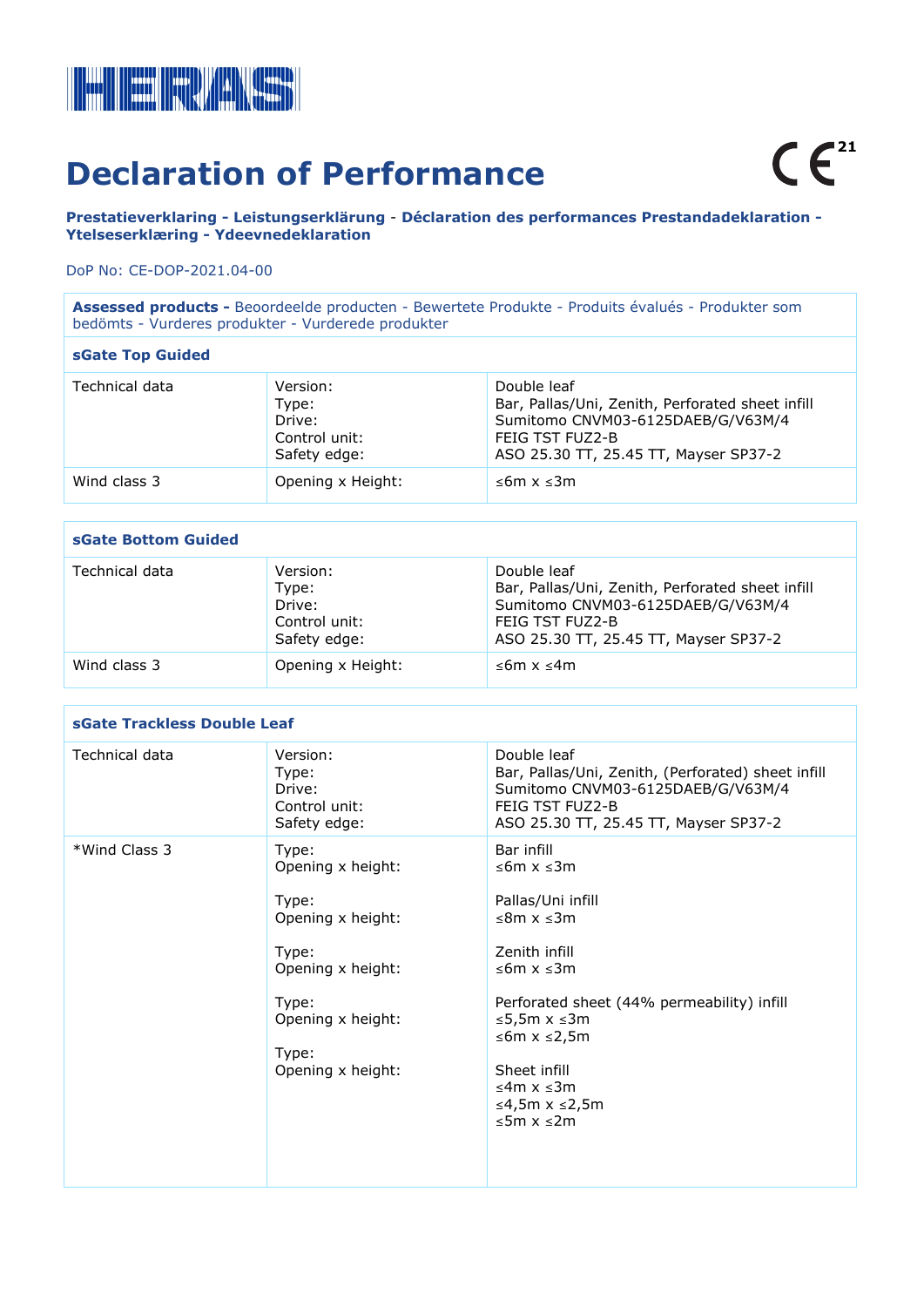HERAS

# Declaration of Performance

CE 21

**Prestatieverklaring - Leistungserklärung - Déclaration des performances Prestandadeklaration - Ytelseserklæring - Ydeevnedeklaration**

DoP No: CE-DOP-2021.04-00

**Assessed products -** Beoordeelde producten - Bewertete Produkte - Produits évalués - Produkter som bedömts - Vurderes produkter - Vurderede produkter

| **sGate Top Guided** | | |
|---|---|---|
| Technical data | Version:<br>Type:<br>Drive:<br>Control unit:<br>Safety edge: | Double leaf<br>Bar, Pallas/Uni, Zenith, Perforated sheet infill<br>Sumitomo CNVM03-6125DAEB/G/V63M/4<br>FEIG TST FUZ2-B<br>ASO 25.30 TT, 25.45 TT, Mayser SP37-2 |
| Wind class 3 | Opening x Height: | ≤6m x ≤3m |

| **sGate Bottom Guided** | | |
|---|---|---|
| Technical data | Version:<br>Type:<br>Drive:<br>Control unit:<br>Safety edge: | Double leaf<br>Bar, Pallas/Uni, Zenith, Perforated sheet infill<br>Sumitomo CNVM03-6125DAEB/G/V63M/4<br>FEIG TST FUZ2-B<br>ASO 25.30 TT, 25.45 TT, Mayser SP37-2 |
| Wind class 3 | Opening x Height: | ≤6m x ≤4m |

| **sGate Trackless Double Leaf** | | |
|---|---|---|
| Technical data | Version:<br>Type:<br>Drive:<br>Control unit:<br>Safety edge: | Double leaf<br>Bar, Pallas/Uni, Zenith, (Perforated) sheet infill<br>Sumitomo CNVM03-6125DAEB/G/V63M/4<br>FEIG TST FUZ2-B<br>ASO 25.30 TT, 25.45 TT, Mayser SP37-2 |
| *Wind Class 3 | Type:<br>Opening x height:<br><br>Type:<br>Opening x height:<br><br>Type:<br>Opening x height:<br><br>Type:<br>Opening x height:<br><br>Type:<br>Opening x height: | Bar infill<br>≤6m x ≤3m<br><br>Pallas/Uni infill<br>≤8m x ≤3m<br><br>Zenith infill<br>≤6m x ≤3m<br><br>Perforated sheet (44% permeability) infill<br>≤5,5m x ≤3m<br>≤6m x ≤2,5m<br><br>Sheet infill<br>≤4m x ≤3m<br>≤4,5m x ≤2,5m<br>≤5m x ≤2m |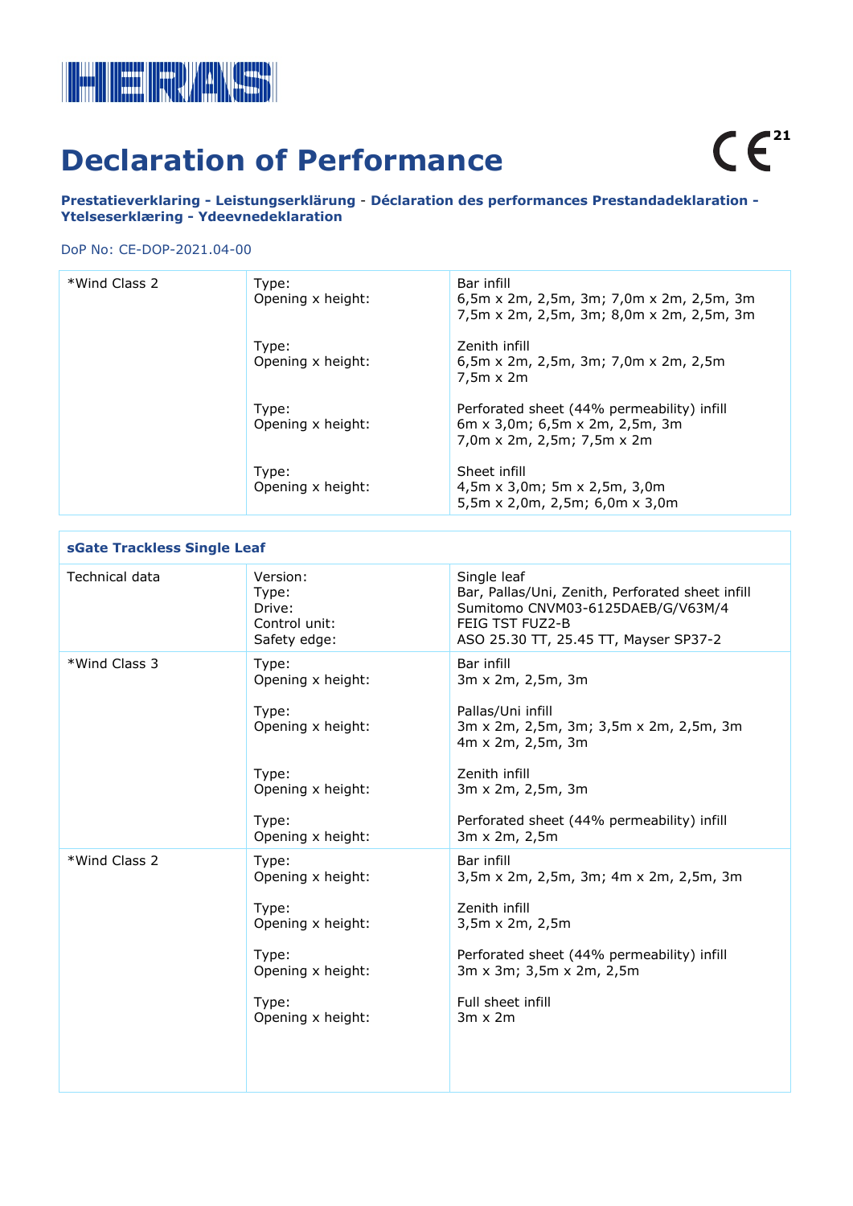HERAS

# Declaration of Performance

CE 21

**Prestatieverklaring - Leistungserklärung - Déclaration des performances Prestandadeklaration - Ytelseserklæring - Ydeevnedeklaration**

DoP No: CE-DOP-2021.04-00

| | | |
|---|---|---|
| *Wind Class 2 | Type:<br>Opening x height: | Bar infill<br>6,5m x 2m, 2,5m, 3m; 7,0m x 2m, 2,5m, 3m<br>7,5m x 2m, 2,5m, 3m; 8,0m x 2m, 2,5m, 3m |
| | Type:<br>Opening x height: | Zenith infill<br>6,5m x 2m, 2,5m, 3m; 7,0m x 2m, 2,5m<br>7,5m x 2m |
| | Type:<br>Opening x height: | Perforated sheet (44% permeability) infill<br>6m x 3,0m; 6,5m x 2m, 2,5m, 3m<br>7,0m x 2m, 2,5m; 7,5m x 2m |
| | Type:<br>Opening x height: | Sheet infill<br>4,5m x 3,0m; 5m x 2,5m, 3,0m<br>5,5m x 2,0m, 2,5m; 6,0m x 3,0m |

| **sGate Trackless Single Leaf** | | |
|---|---|---|
| Technical data | Version:<br>Type:<br>Drive:<br>Control unit:<br>Safety edge: | Single leaf<br>Bar, Pallas/Uni, Zenith, Perforated sheet infill<br>Sumitomo CNVM03-6125DAEB/G/V63M/4<br>FEIG TST FUZ2-B<br>ASO 25.30 TT, 25.45 TT, Mayser SP37-2 |
| *Wind Class 3 | Type:<br>Opening x height: | Bar infill<br>3m x 2m, 2,5m, 3m |
| | Type:<br>Opening x height: | Pallas/Uni infill<br>3m x 2m, 2,5m, 3m; 3,5m x 2m, 2,5m, 3m<br>4m x 2m, 2,5m, 3m |
| | Type:<br>Opening x height: | Zenith infill<br>3m x 2m, 2,5m, 3m |
| | Type:<br>Opening x height: | Perforated sheet (44% permeability) infill<br>3m x 2m, 2,5m |
| *Wind Class 2 | Type:<br>Opening x height: | Bar infill<br>3,5m x 2m, 2,5m, 3m; 4m x 2m, 2,5m, 3m |
| | Type:<br>Opening x height: | Zenith infill<br>3,5m x 2m, 2,5m |
| | Type:<br>Opening x height: | Perforated sheet (44% permeability) infill<br>3m x 3m; 3,5m x 2m, 2,5m |
| | Type:<br>Opening x height: | Full sheet infill<br>3m x 2m |